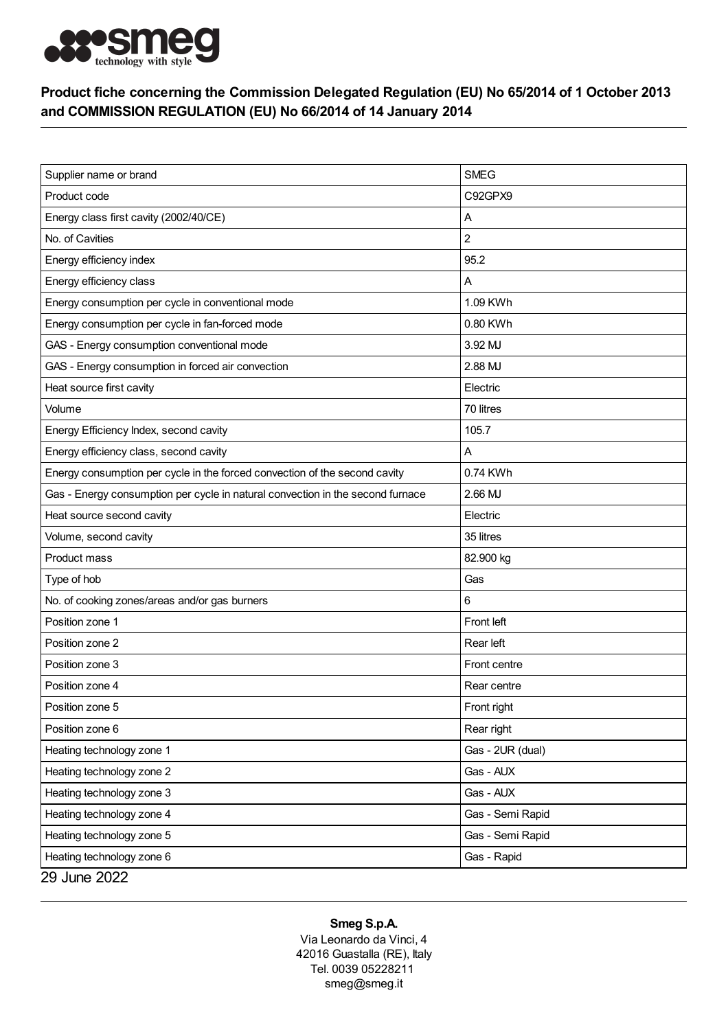## Product fiche concerning the Commission Delegated Regulation (EU) No 65/2014 of 1 October 2013 and COMMISSION REGULATION (EU) No 66/2014 of 14 January 2014

| | |
|---|---|
| Supplier name or brand | SMEG |
| Product code | C92GPX9 |
| Energy class first cavity (2002/40/CE) | A |
| No. of Cavities | 2 |
| Energy efficiency index | 95.2 |
| Energy efficiency class | A |
| Energy consumption per cycle in conventional mode | 1.09 KWh |
| Energy consumption per cycle in fan-forced mode | 0.80 KWh |
| GAS - Energy consumption conventional mode | 3.92 MJ |
| GAS - Energy consumption in forced air convection | 2.88 MJ |
| Heat source first cavity | Electric |
| Volume | 70 litres |
| Energy Efficiency Index, second cavity | 105.7 |
| Energy efficiency class, second cavity | A |
| Energy consumption per cycle in the forced convection of the second cavity | 0.74 KWh |
| Gas - Energy consumption per cycle in natural convection in the second furnace | 2.66 MJ |
| Heat source second cavity | Electric |
| Volume, second cavity | 35 litres |
| Product mass | 82.900 kg |
| Type of hob | Gas |
| No. of cooking zones/areas and/or gas burners | 6 |
| Position zone 1 | Front left |
| Position zone 2 | Rear left |
| Position zone 3 | Front centre |
| Position zone 4 | Rear centre |
| Position zone 5 | Front right |
| Position zone 6 | Rear right |
| Heating technology zone 1 | Gas - 2UR (dual) |
| Heating technology zone 2 | Gas - AUX |
| Heating technology zone 3 | Gas - AUX |
| Heating technology zone 4 | Gas - Semi Rapid |
| Heating technology zone 5 | Gas - Semi Rapid |
| Heating technology zone 6 | Gas - Rapid |

29 June 2022

**Smeg S.p.A.**
Via Leonardo da Vinci, 4
42016 Guastalla (RE), Italy
Tel. 0039 05228211
smeg@smeg.it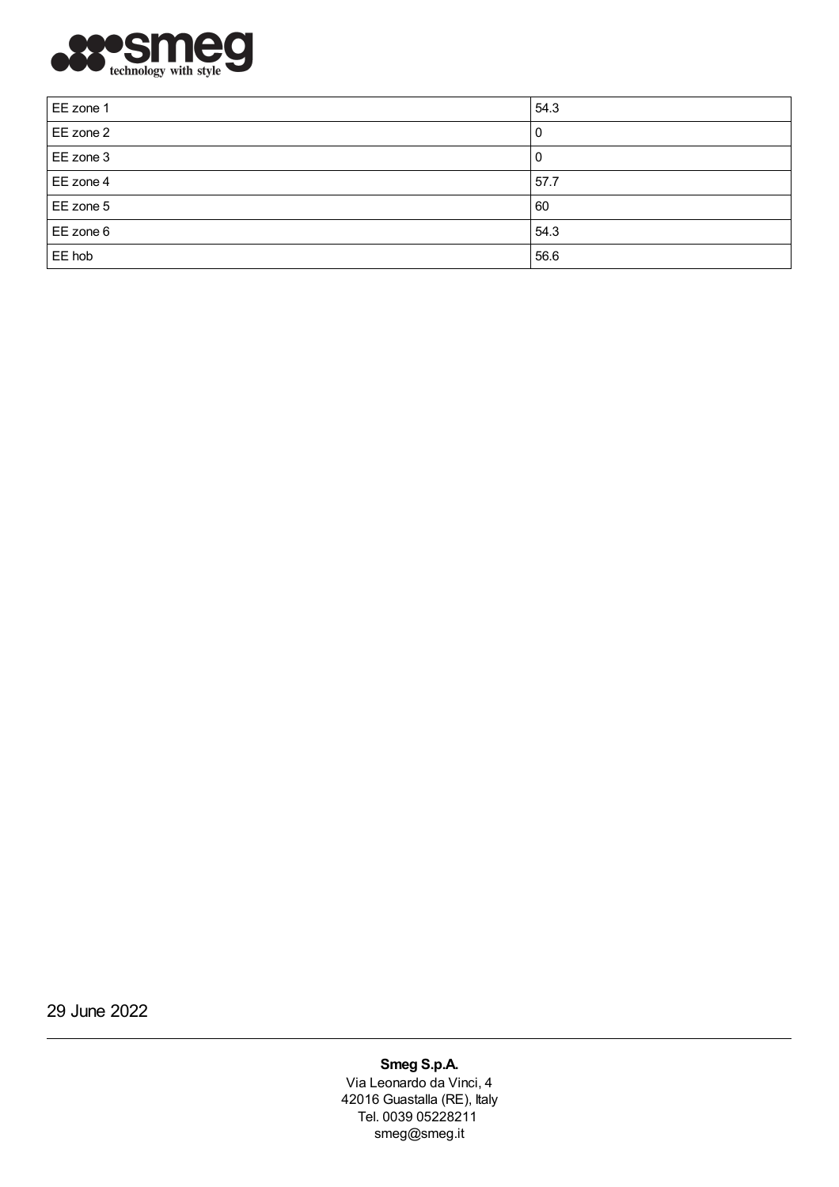| | |
|---|---|
| EE zone 1 | 54.3 |
| EE zone 2 | 0 |
| EE zone 3 | 0 |
| EE zone 4 | 57.7 |
| EE zone 5 | 60 |
| EE zone 6 | 54.3 |
| EE hob | 56.6 |

29 June 2022

**Smeg S.p.A.**
Via Leonardo da Vinci, 4
42016 Guastalla (RE), Italy
Tel. 0039 05228211
smeg@smeg.it